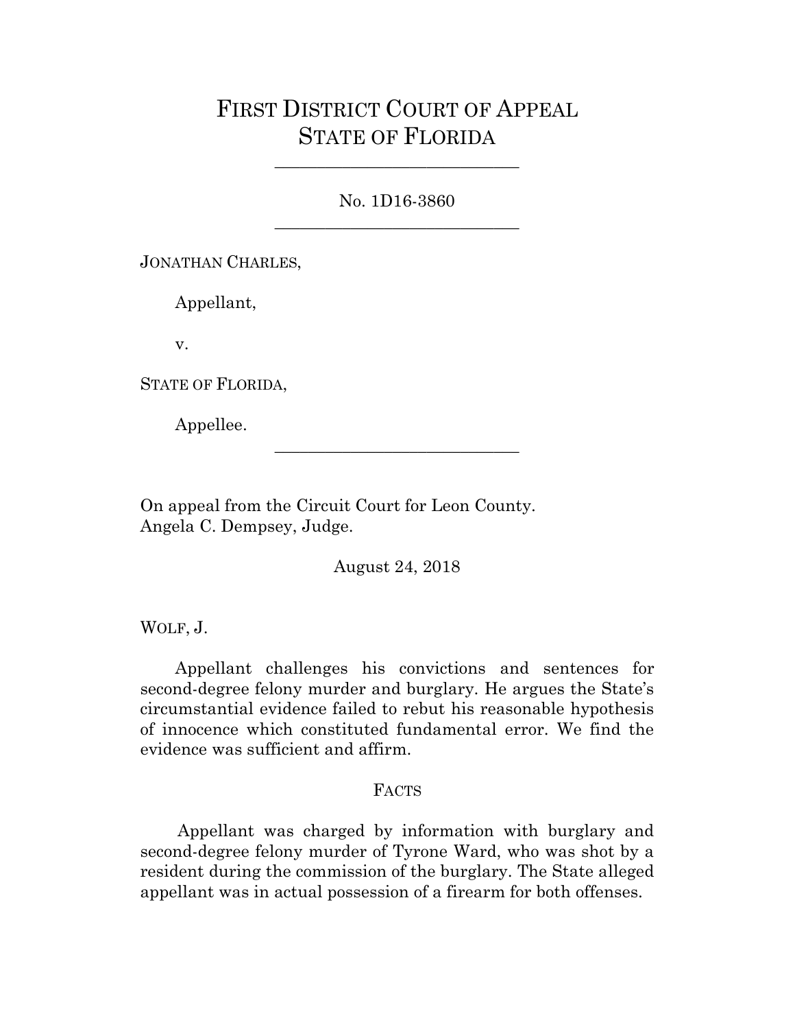# FIRST DISTRICT COURT OF APPEAL
# STATE OF FLORIDA

---

No. 1D16-3860

---

JONATHAN CHARLES,

Appellant,

v.

STATE OF FLORIDA,

Appellee.

---

On appeal from the Circuit Court for Leon County.
Angela C. Dempsey, Judge.

August 24, 2018

WOLF, J.

Appellant challenges his convictions and sentences for second-degree felony murder and burglary. He argues the State's circumstantial evidence failed to rebut his reasonable hypothesis of innocence which constituted fundamental error. We find the evidence was sufficient and affirm.

## FACTS

Appellant was charged by information with burglary and second-degree felony murder of Tyrone Ward, who was shot by a resident during the commission of the burglary. The State alleged appellant was in actual possession of a firearm for both offenses.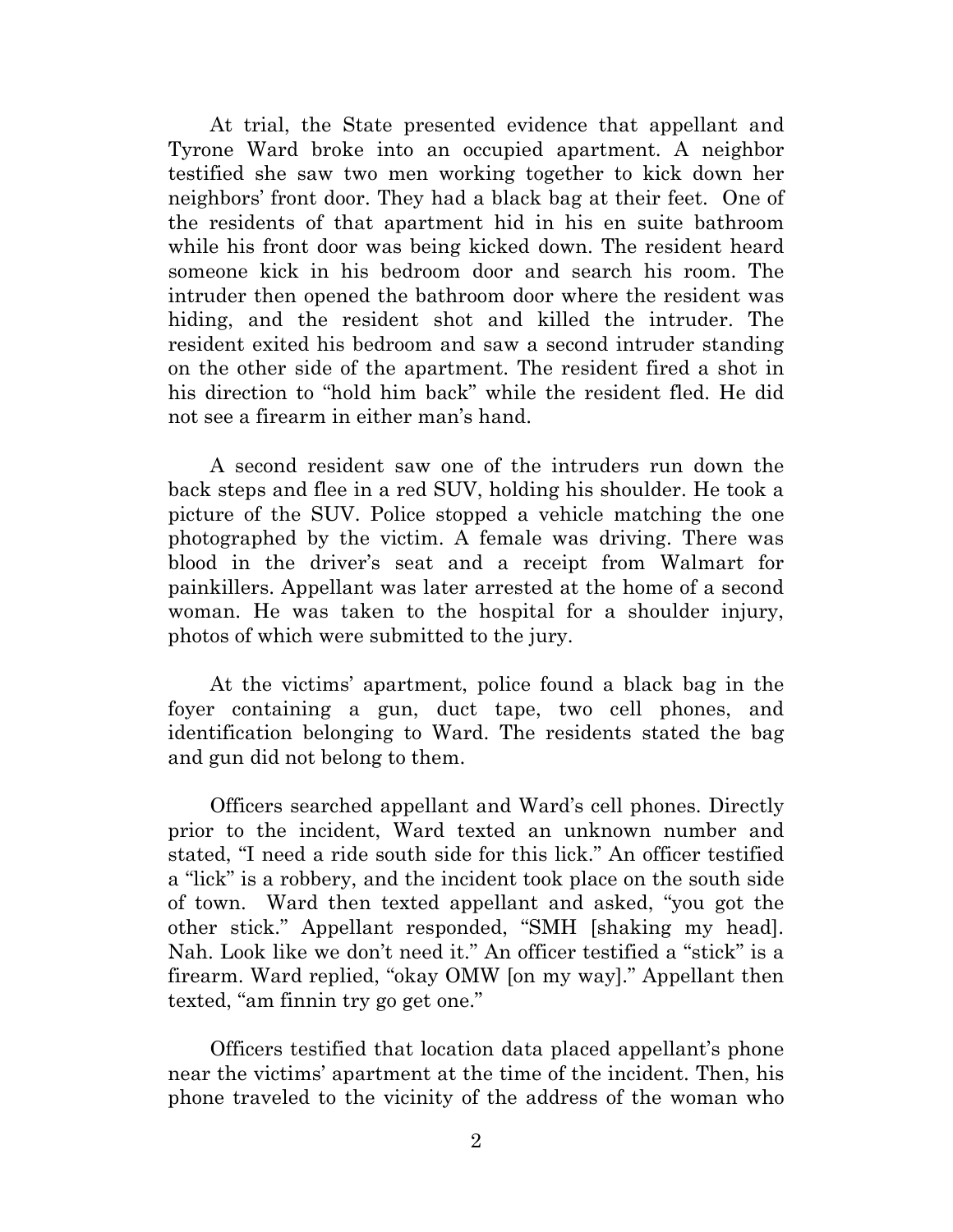At trial, the State presented evidence that appellant and Tyrone Ward broke into an occupied apartment. A neighbor testified she saw two men working together to kick down her neighbors' front door. They had a black bag at their feet. One of the residents of that apartment hid in his en suite bathroom while his front door was being kicked down. The resident heard someone kick in his bedroom door and search his room. The intruder then opened the bathroom door where the resident was hiding, and the resident shot and killed the intruder. The resident exited his bedroom and saw a second intruder standing on the other side of the apartment. The resident fired a shot in his direction to "hold him back" while the resident fled. He did not see a firearm in either man's hand.

A second resident saw one of the intruders run down the back steps and flee in a red SUV, holding his shoulder. He took a picture of the SUV. Police stopped a vehicle matching the one photographed by the victim. A female was driving. There was blood in the driver's seat and a receipt from Walmart for painkillers. Appellant was later arrested at the home of a second woman. He was taken to the hospital for a shoulder injury, photos of which were submitted to the jury.

At the victims' apartment, police found a black bag in the foyer containing a gun, duct tape, two cell phones, and identification belonging to Ward. The residents stated the bag and gun did not belong to them.

Officers searched appellant and Ward's cell phones. Directly prior to the incident, Ward texted an unknown number and stated, "I need a ride south side for this lick." An officer testified a "lick" is a robbery, and the incident took place on the south side of town. Ward then texted appellant and asked, "you got the other stick." Appellant responded, "SMH [shaking my head]. Nah. Look like we don't need it." An officer testified a "stick" is a firearm. Ward replied, "okay OMW [on my way]." Appellant then texted, "am finnin try go get one."

Officers testified that location data placed appellant's phone near the victims' apartment at the time of the incident. Then, his phone traveled to the vicinity of the address of the woman who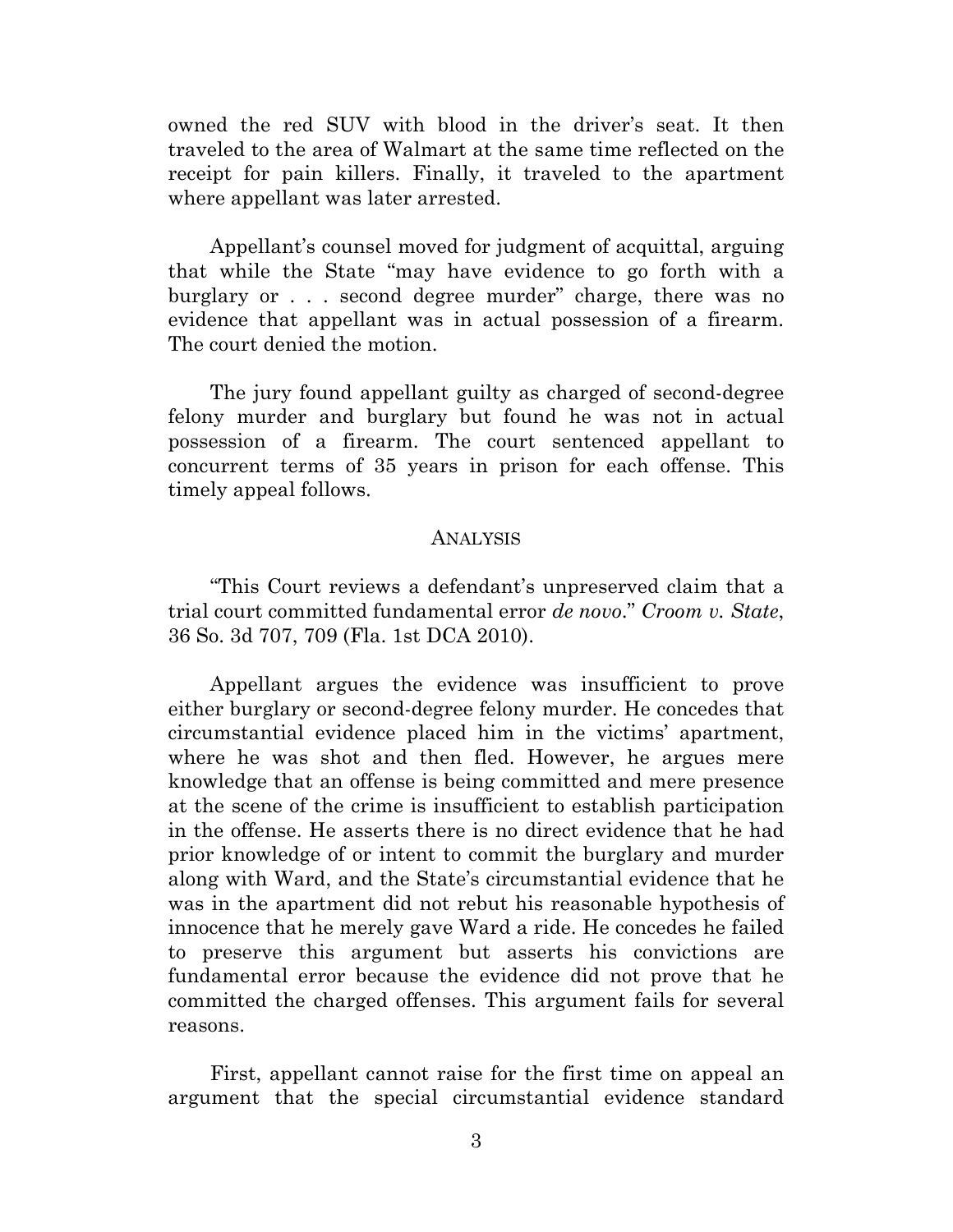owned the red SUV with blood in the driver's seat. It then traveled to the area of Walmart at the same time reflected on the receipt for pain killers. Finally, it traveled to the apartment where appellant was later arrested.

Appellant's counsel moved for judgment of acquittal, arguing that while the State "may have evidence to go forth with a burglary or . . . second degree murder" charge, there was no evidence that appellant was in actual possession of a firearm. The court denied the motion.

The jury found appellant guilty as charged of second-degree felony murder and burglary but found he was not in actual possession of a firearm. The court sentenced appellant to concurrent terms of 35 years in prison for each offense. This timely appeal follows.

## ANALYSIS

"This Court reviews a defendant's unpreserved claim that a trial court committed fundamental error *de novo*." *Croom v. State*, 36 So. 3d 707, 709 (Fla. 1st DCA 2010).

Appellant argues the evidence was insufficient to prove either burglary or second-degree felony murder. He concedes that circumstantial evidence placed him in the victims' apartment, where he was shot and then fled. However, he argues mere knowledge that an offense is being committed and mere presence at the scene of the crime is insufficient to establish participation in the offense. He asserts there is no direct evidence that he had prior knowledge of or intent to commit the burglary and murder along with Ward, and the State's circumstantial evidence that he was in the apartment did not rebut his reasonable hypothesis of innocence that he merely gave Ward a ride. He concedes he failed to preserve this argument but asserts his convictions are fundamental error because the evidence did not prove that he committed the charged offenses. This argument fails for several reasons.

First, appellant cannot raise for the first time on appeal an argument that the special circumstantial evidence standard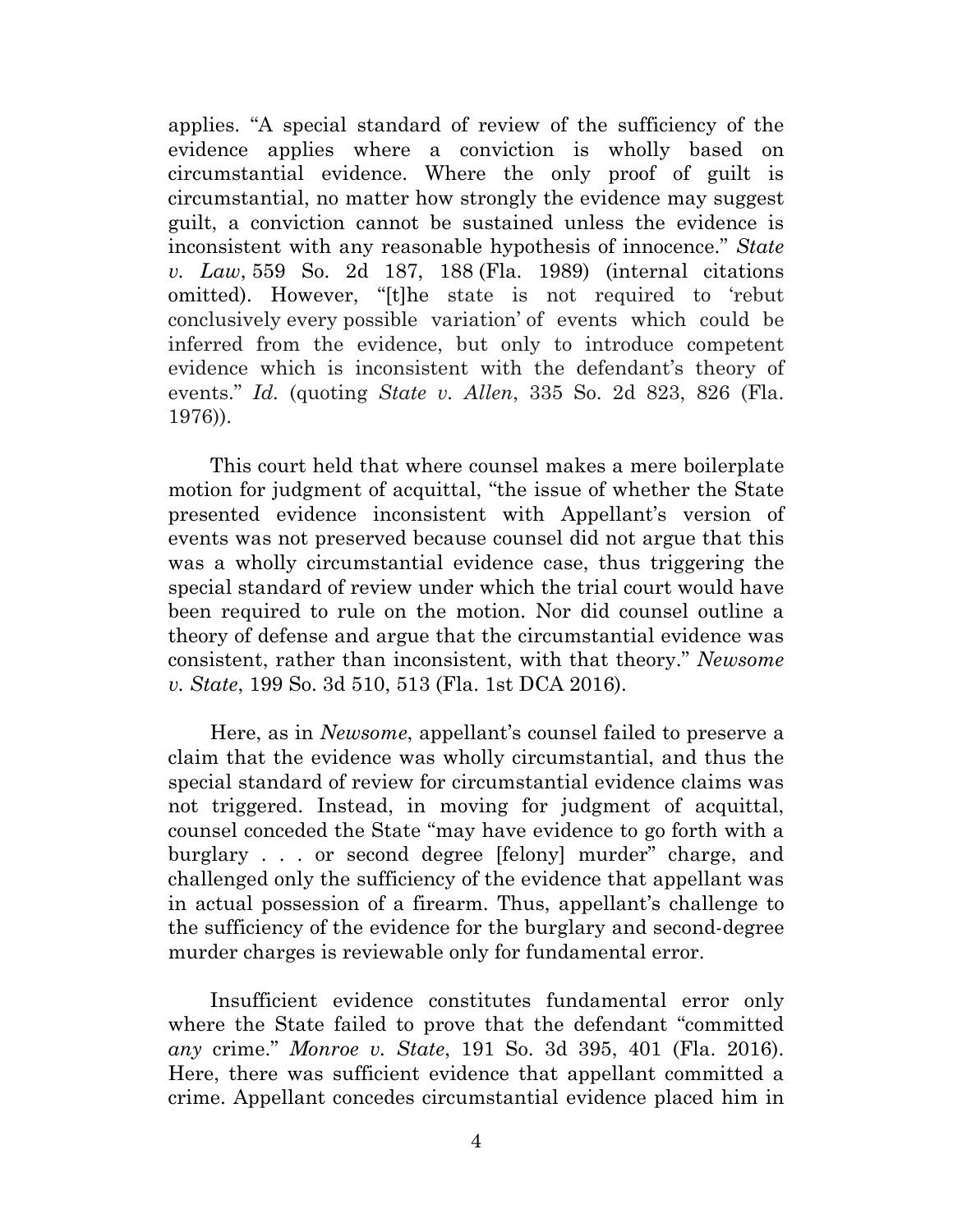applies. "A special standard of review of the sufficiency of the evidence applies where a conviction is wholly based on circumstantial evidence. Where the only proof of guilt is circumstantial, no matter how strongly the evidence may suggest guilt, a conviction cannot be sustained unless the evidence is inconsistent with any reasonable hypothesis of innocence." *State v. Law*, 559 So. 2d 187, 188 (Fla. 1989) (internal citations omitted). However, "[t]he state is not required to 'rebut conclusively every possible variation' of events which could be inferred from the evidence, but only to introduce competent evidence which is inconsistent with the defendant's theory of events." *Id.* (quoting *State v. Allen*, 335 So. 2d 823, 826 (Fla. 1976)).

This court held that where counsel makes a mere boilerplate motion for judgment of acquittal, "the issue of whether the State presented evidence inconsistent with Appellant's version of events was not preserved because counsel did not argue that this was a wholly circumstantial evidence case, thus triggering the special standard of review under which the trial court would have been required to rule on the motion. Nor did counsel outline a theory of defense and argue that the circumstantial evidence was consistent, rather than inconsistent, with that theory." *Newsome v. State*, 199 So. 3d 510, 513 (Fla. 1st DCA 2016).

Here, as in *Newsome*, appellant's counsel failed to preserve a claim that the evidence was wholly circumstantial, and thus the special standard of review for circumstantial evidence claims was not triggered. Instead, in moving for judgment of acquittal, counsel conceded the State "may have evidence to go forth with a burglary . . . or second degree [felony] murder" charge, and challenged only the sufficiency of the evidence that appellant was in actual possession of a firearm. Thus, appellant's challenge to the sufficiency of the evidence for the burglary and second-degree murder charges is reviewable only for fundamental error.

Insufficient evidence constitutes fundamental error only where the State failed to prove that the defendant "committed *any* crime." *Monroe v. State*, 191 So. 3d 395, 401 (Fla. 2016). Here, there was sufficient evidence that appellant committed a crime. Appellant concedes circumstantial evidence placed him in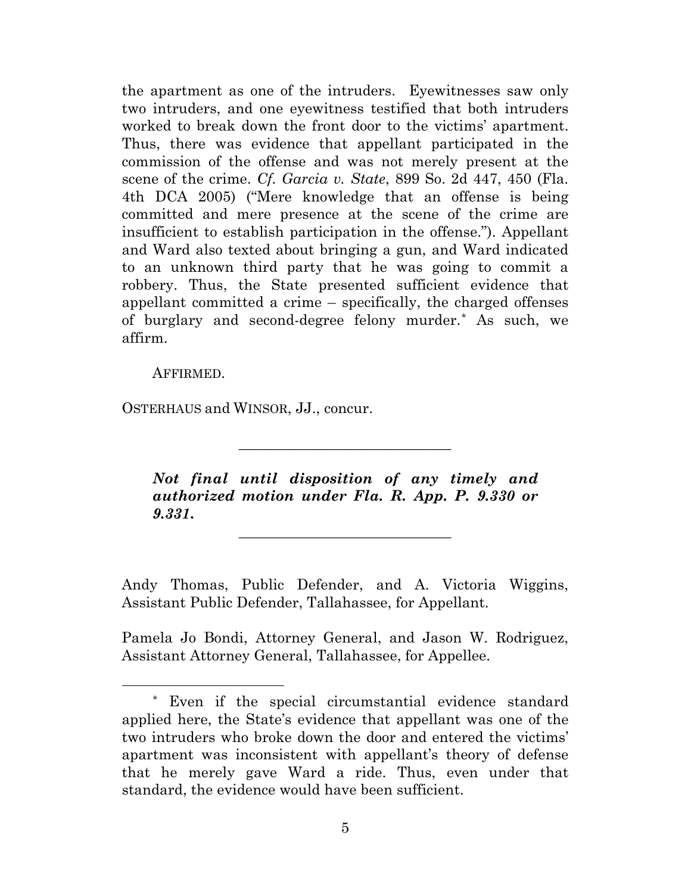the apartment as one of the intruders. Eyewitnesses saw only two intruders, and one eyewitness testified that both intruders worked to break down the front door to the victims' apartment. Thus, there was evidence that appellant participated in the commission of the offense and was not merely present at the scene of the crime. *Cf. Garcia v. State*, 899 So. 2d 447, 450 (Fla. 4th DCA 2005) ("Mere knowledge that an offense is being committed and mere presence at the scene of the crime are insufficient to establish participation in the offense."). Appellant and Ward also texted about bringing a gun, and Ward indicated to an unknown third party that he was going to commit a robbery. Thus, the State presented sufficient evidence that appellant committed a crime – specifically, the charged offenses of burglary and second-degree felony murder.[*] As such, we affirm.

AFFIRMED.

OSTERHAUS and WINSOR, JJ., concur.

---

***Not final until disposition of any timely and authorized motion under Fla. R. App. P. 9.330 or 9.331.***

---

Andy Thomas, Public Defender, and A. Victoria Wiggins, Assistant Public Defender, Tallahassee, for Appellant.

Pamela Jo Bondi, Attorney General, and Jason W. Rodriguez, Assistant Attorney General, Tallahassee, for Appellee.

---

[*] Even if the special circumstantial evidence standard applied here, the State's evidence that appellant was one of the two intruders who broke down the door and entered the victims' apartment was inconsistent with appellant's theory of defense that he merely gave Ward a ride. Thus, even under that standard, the evidence would have been sufficient.